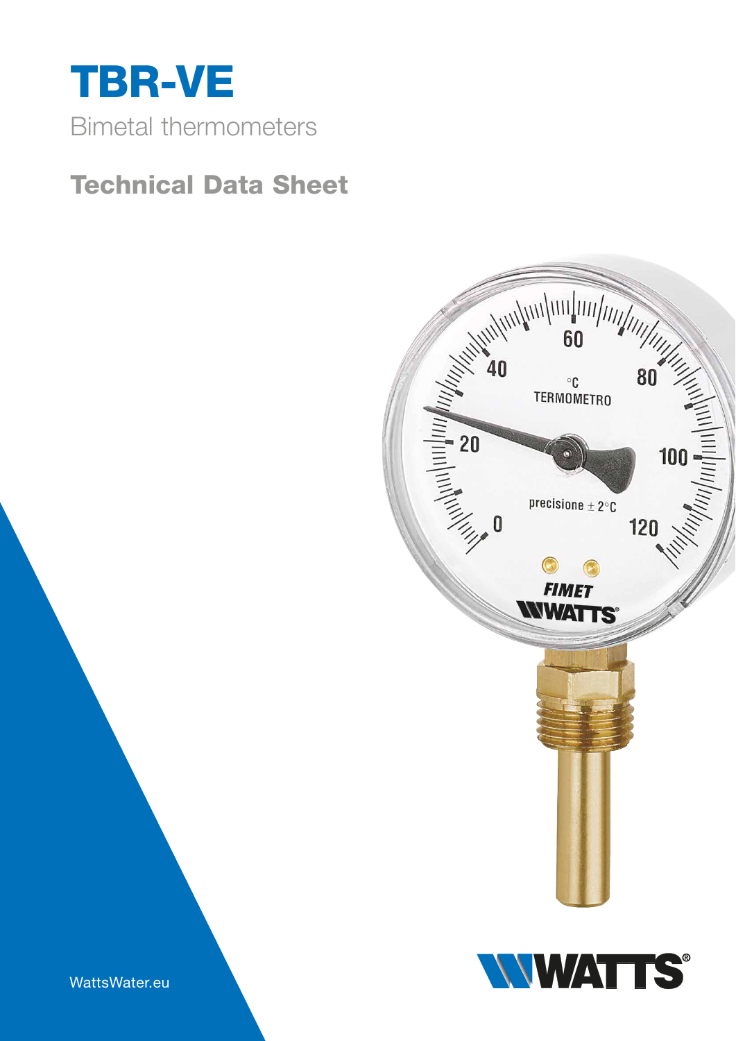# TBR-VE

Bimetal thermometers

## Technical Data Sheet

WattsWater.eu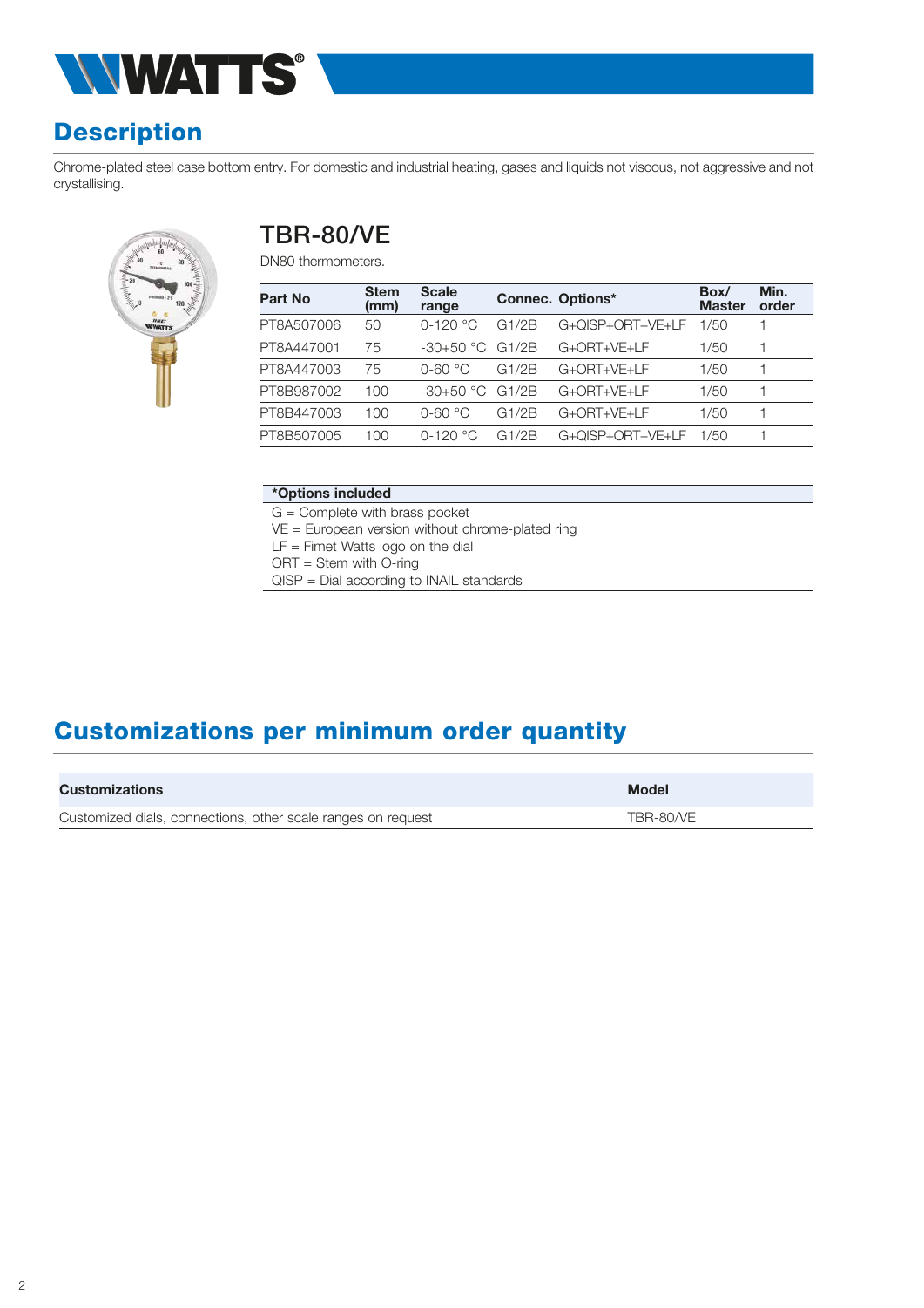## Description

Chrome-plated steel case bottom entry. For domestic and industrial heating, gases and liquids not viscous, not aggressive and not crystallising.

### TBR-80/VE

DN80 thermometers.

| Part No | Stem (mm) | Scale range | Connec. | Options* | Box/ Master | Min. order |
|---|---|---|---|---|---|---|
| PT8A507006 | 50 | 0-120 °C | G1/2B | G+QISP+ORT+VE+LF | 1/50 | 1 |
| PT8A447001 | 75 | -30+50 °C | G1/2B | G+ORT+VE+LF | 1/50 | 1 |
| PT8A447003 | 75 | 0-60 °C | G1/2B | G+ORT+VE+LF | 1/50 | 1 |
| PT8B987002 | 100 | -30+50 °C | G1/2B | G+ORT+VE+LF | 1/50 | 1 |
| PT8B447003 | 100 | 0-60 °C | G1/2B | G+ORT+VE+LF | 1/50 | 1 |
| PT8B507005 | 100 | 0-120 °C | G1/2B | G+QISP+ORT+VE+LF | 1/50 | 1 |

| *Options included |
|---|
| G = Complete with brass pocket<br>VE = European version without chrome-plated ring<br>LF = Fimet Watts logo on the dial<br>ORT = Stem with O-ring<br>QISP = Dial according to INAIL standards |

## Customizations per minimum order quantity

| Customizations | Model |
|---|---|
| Customized dials, connections, other scale ranges on request | TBR-80/VE |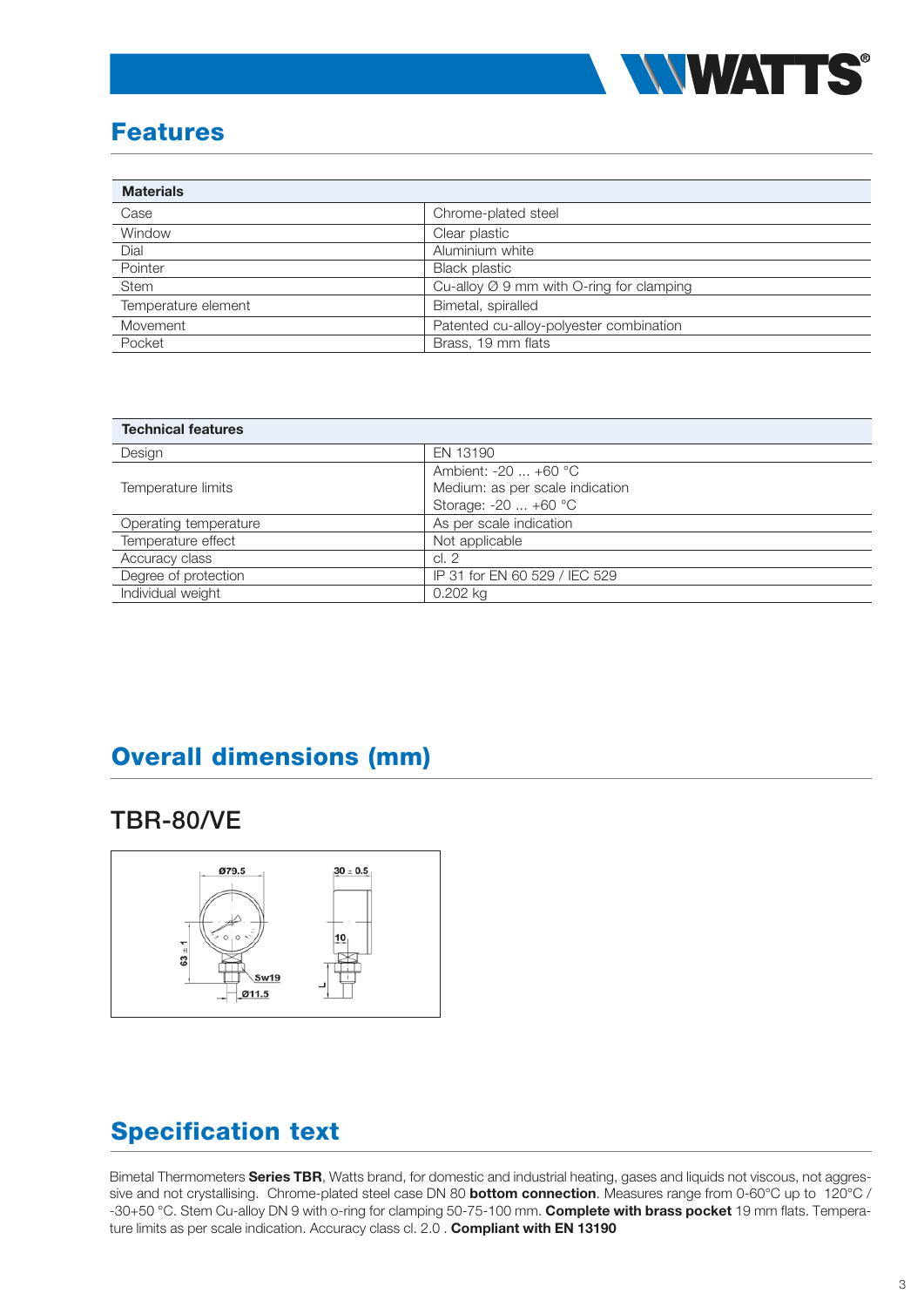## Features

| Materials | |
|---|---|
| Case | Chrome-plated steel |
| Window | Clear plastic |
| Dial | Aluminium white |
| Pointer | Black plastic |
| Stem | Cu-alloy Ø 9 mm with O-ring for clamping |
| Temperature element | Bimetal, spiralled |
| Movement | Patented cu-alloy-polyester combination |
| Pocket | Brass, 19 mm flats |

| Technical features | |
|---|---|
| Design | EN 13190 |
| Temperature limits | Ambient: -20 ... +60 °C<br>Medium: as per scale indication<br>Storage: -20 ... +60 °C |
| Operating temperature | As per scale indication |
| Temperature effect | Not applicable |
| Accuracy class | cl. 2 |
| Degree of protection | IP 31 for EN 60 529 / IEC 529 |
| Individual weight | 0.202 kg |

## Overall dimensions (mm)

### TBR-80/VE

Ø79.5 — 30 ± 0.5 — 63 ± 1 — 10 — Sw19 — Ø11.5 — L

## Specification text

Bimetal Thermometers **Series TBR**, Watts brand, for domestic and industrial heating, gases and liquids not viscous, not aggressive and not crystallising. Chrome-plated steel case DN 80 **bottom connection**. Measures range from 0-60°C up to 120°C / -30+50 °C. Stem Cu-alloy DN 9 with o-ring for clamping 50-75-100 mm. **Complete with brass pocket** 19 mm flats. Temperature limits as per scale indication. Accuracy class cl. 2.0 . **Compliant with EN 13190**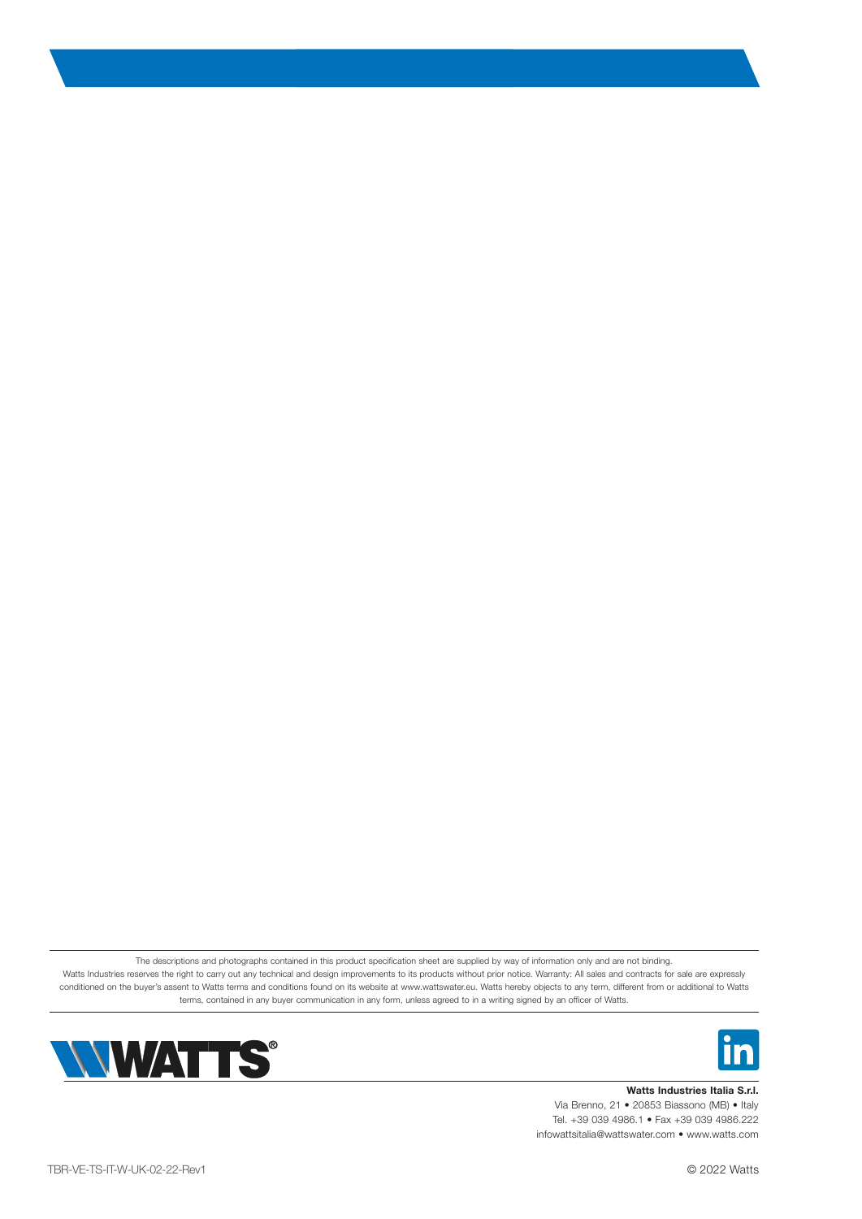The descriptions and photographs contained in this product specification sheet are supplied by way of information only and are not binding.
Watts Industries reserves the right to carry out any technical and design improvements to its products without prior notice. Warranty: All sales and contracts for sale are expressly conditioned on the buyer's assent to Watts terms and conditions found on its website at www.wattswater.eu. Watts hereby objects to any term, different from or additional to Watts terms, contained in any buyer communication in any form, unless agreed to in a writing signed by an officer of Watts.

**Watts Industries Italia S.r.l.**
Via Brenno, 21 • 20853 Biassono (MB) • Italy
Tel. +39 039 4986.1 • Fax +39 039 4986.222
infowattsitalia@wattswater.com • www.watts.com

TBR-VE-TS-IT-W-UK-02-22-Rev1

© 2022 Watts